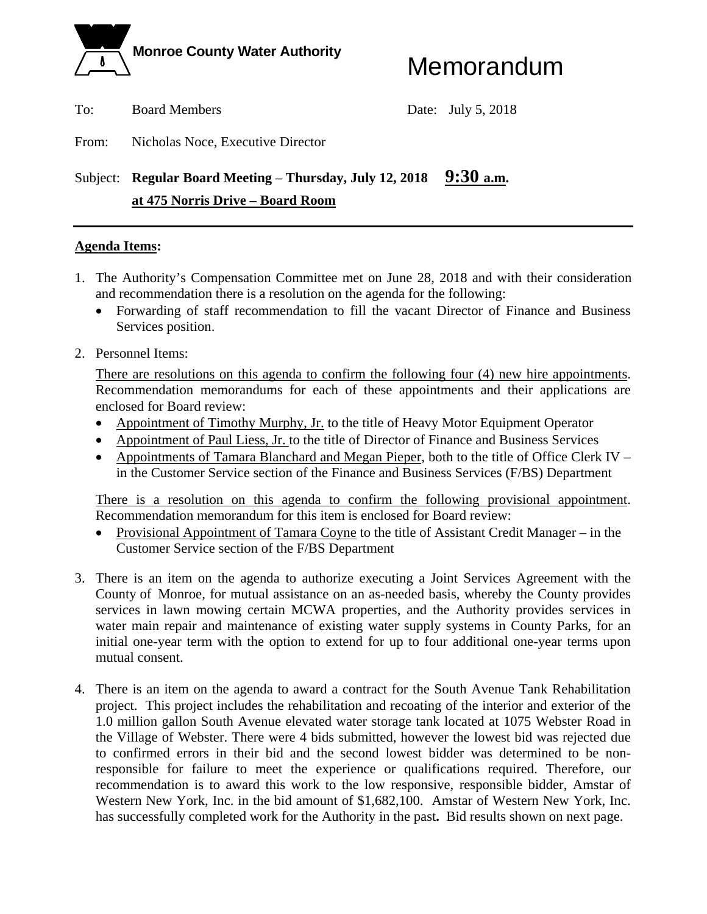**Monroe County Water Authority**

# Memorandum

To: Board Members

Date: July 5, 2018

From: Nicholas Noce, Executive Director

Subject: **Regular Board Meeting – Thursday, July 12, 2018 9:30 a.m.**
**at 475 Norris Drive – Board Room**

---

**Agenda Items:**

1. The Authority's Compensation Committee met on June 28, 2018 and with their consideration and recommendation there is a resolution on the agenda for the following:
   - Forwarding of staff recommendation to fill the vacant Director of Finance and Business Services position.

2. Personnel Items:

   There are resolutions on this agenda to confirm the following four (4) new hire appointments. Recommendation memorandums for each of these appointments and their applications are enclosed for Board review:
   - Appointment of Timothy Murphy, Jr. to the title of Heavy Motor Equipment Operator
   - Appointment of Paul Liess, Jr. to the title of Director of Finance and Business Services
   - Appointments of Tamara Blanchard and Megan Pieper, both to the title of Office Clerk IV – in the Customer Service section of the Finance and Business Services (F/BS) Department

   There is a resolution on this agenda to confirm the following provisional appointment. Recommendation memorandum for this item is enclosed for Board review:
   - Provisional Appointment of Tamara Coyne to the title of Assistant Credit Manager – in the Customer Service section of the F/BS Department

3. There is an item on the agenda to authorize executing a Joint Services Agreement with the County of Monroe, for mutual assistance on an as-needed basis, whereby the County provides services in lawn mowing certain MCWA properties, and the Authority provides services in water main repair and maintenance of existing water supply systems in County Parks, for an initial one-year term with the option to extend for up to four additional one-year terms upon mutual consent.

4. There is an item on the agenda to award a contract for the South Avenue Tank Rehabilitation project. This project includes the rehabilitation and recoating of the interior and exterior of the 1.0 million gallon South Avenue elevated water storage tank located at 1075 Webster Road in the Village of Webster. There were 4 bids submitted, however the lowest bid was rejected due to confirmed errors in their bid and the second lowest bidder was determined to be non-responsible for failure to meet the experience or qualifications required. Therefore, our recommendation is to award this work to the low responsive, responsible bidder, Amstar of Western New York, Inc. in the bid amount of $1,682,100. Amstar of Western New York, Inc. has successfully completed work for the Authority in the past**.** Bid results shown on next page.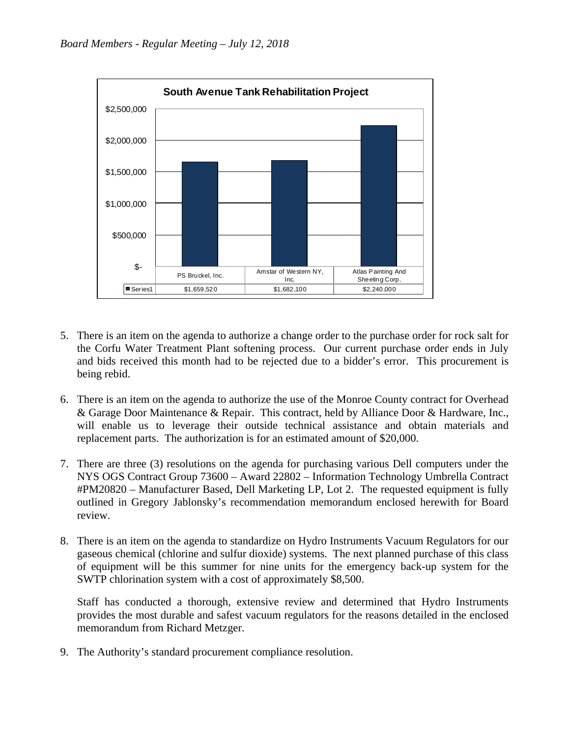**South Avenue Tank Rehabilitation Project**

| | PS Bruckel, Inc. | Amstar of Western NY, Inc. | Atlas Painting And Sheeting Corp. |
|---|---|---|---|
| Series1 | $1,659,520 | $1,682,100 | $2,240,000 |

5. There is an item on the agenda to authorize a change order to the purchase order for rock salt for the Corfu Water Treatment Plant softening process. Our current purchase order ends in July and bids received this month had to be rejected due to a bidder's error. This procurement is being rebid.

6. There is an item on the agenda to authorize the use of the Monroe County contract for Overhead & Garage Door Maintenance & Repair. This contract, held by Alliance Door & Hardware, Inc., will enable us to leverage their outside technical assistance and obtain materials and replacement parts. The authorization is for an estimated amount of $20,000.

7. There are three (3) resolutions on the agenda for purchasing various Dell computers under the NYS OGS Contract Group 73600 – Award 22802 – Information Technology Umbrella Contract #PM20820 – Manufacturer Based, Dell Marketing LP, Lot 2. The requested equipment is fully outlined in Gregory Jablonsky's recommendation memorandum enclosed herewith for Board review.

8. There is an item on the agenda to standardize on Hydro Instruments Vacuum Regulators for our gaseous chemical (chlorine and sulfur dioxide) systems. The next planned purchase of this class of equipment will be this summer for nine units for the emergency back-up system for the SWTP chlorination system with a cost of approximately $8,500.

   Staff has conducted a thorough, extensive review and determined that Hydro Instruments provides the most durable and safest vacuum regulators for the reasons detailed in the enclosed memorandum from Richard Metzger.

9. The Authority's standard procurement compliance resolution.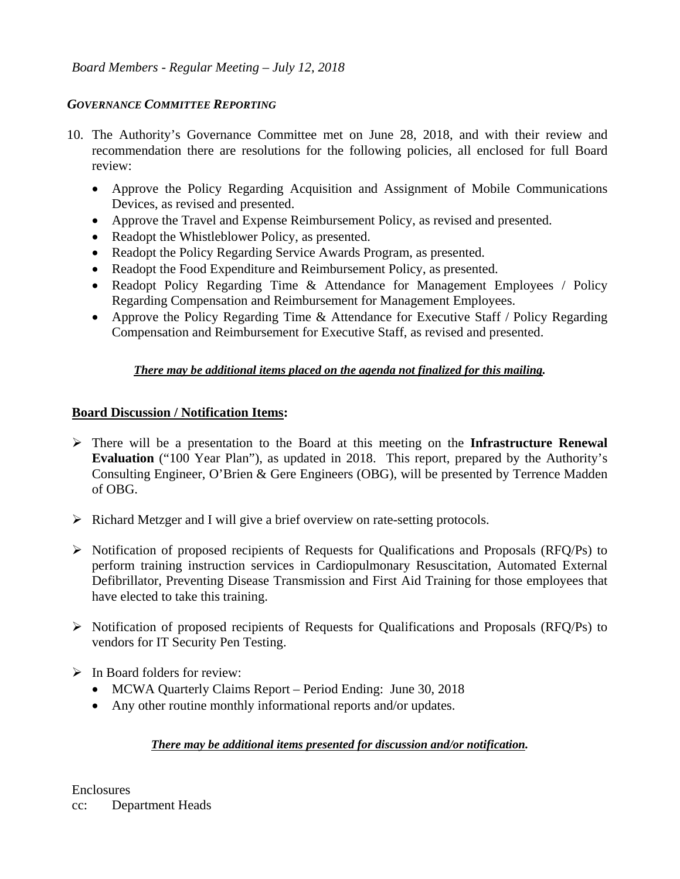*Board Members - Regular Meeting – July 12, 2018*

***GOVERNANCE COMMITTEE REPORTING***

10. The Authority's Governance Committee met on June 28, 2018, and with their review and recommendation there are resolutions for the following policies, all enclosed for full Board review:
    - Approve the Policy Regarding Acquisition and Assignment of Mobile Communications Devices, as revised and presented.
    - Approve the Travel and Expense Reimbursement Policy, as revised and presented.
    - Readopt the Whistleblower Policy, as presented.
    - Readopt the Policy Regarding Service Awards Program, as presented.
    - Readopt the Food Expenditure and Reimbursement Policy, as presented.
    - Readopt Policy Regarding Time & Attendance for Management Employees / Policy Regarding Compensation and Reimbursement for Management Employees.
    - Approve the Policy Regarding Time & Attendance for Executive Staff / Policy Regarding Compensation and Reimbursement for Executive Staff, as revised and presented.

***There may be additional items placed on the agenda not finalized for this mailing.***

**Board Discussion / Notification Items:**

- There will be a presentation to the Board at this meeting on the **Infrastructure Renewal Evaluation** ("100 Year Plan"), as updated in 2018. This report, prepared by the Authority's Consulting Engineer, O'Brien & Gere Engineers (OBG), will be presented by Terrence Madden of OBG.
- Richard Metzger and I will give a brief overview on rate-setting protocols.
- Notification of proposed recipients of Requests for Qualifications and Proposals (RFQ/Ps) to perform training instruction services in Cardiopulmonary Resuscitation, Automated External Defibrillator, Preventing Disease Transmission and First Aid Training for those employees that have elected to take this training.
- Notification of proposed recipients of Requests for Qualifications and Proposals (RFQ/Ps) to vendors for IT Security Pen Testing.
- In Board folders for review:
  - MCWA Quarterly Claims Report – Period Ending: June 30, 2018
  - Any other routine monthly informational reports and/or updates.

***There may be additional items presented for discussion and/or notification.***

Enclosures
cc: Department Heads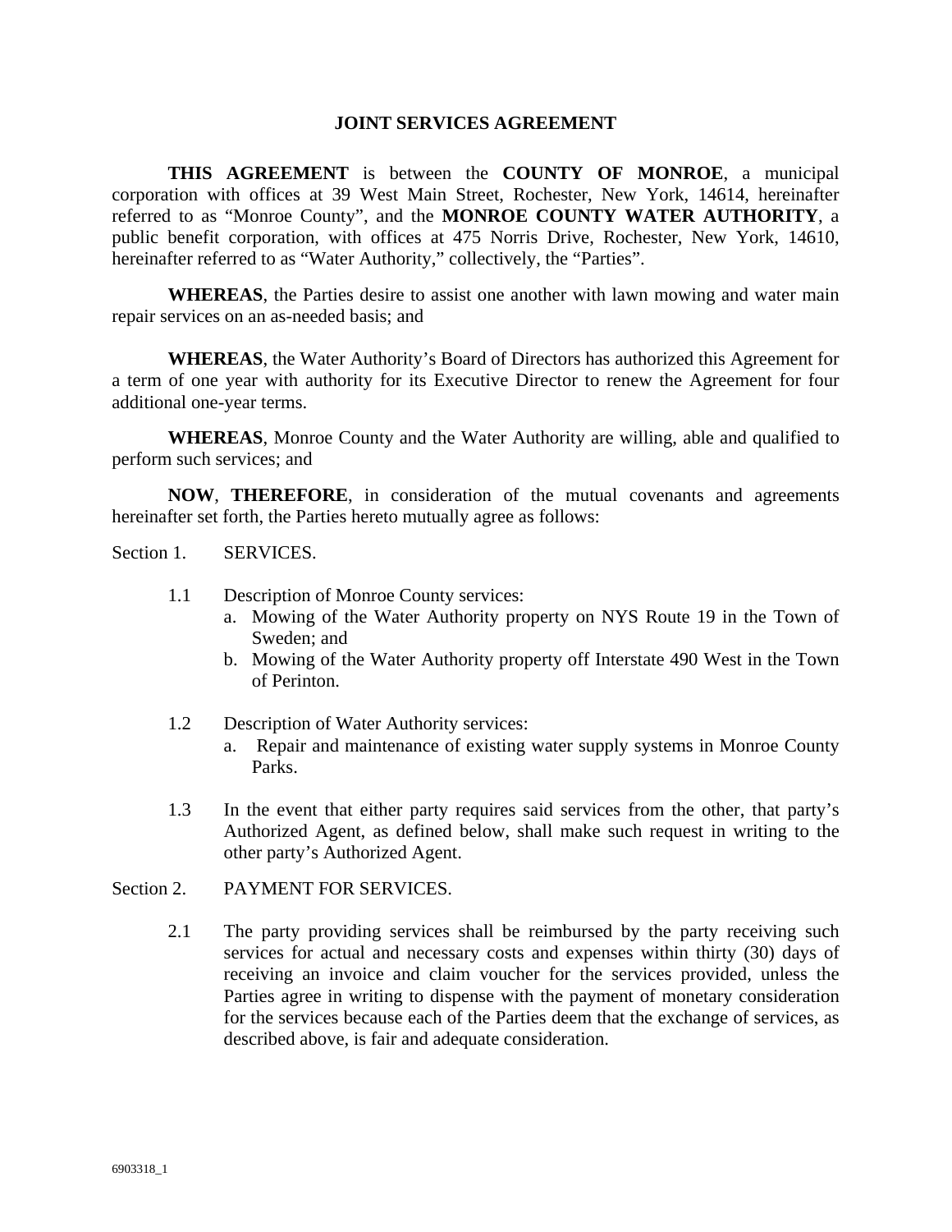# JOINT SERVICES AGREEMENT

**THIS AGREEMENT** is between the **COUNTY OF MONROE**, a municipal corporation with offices at 39 West Main Street, Rochester, New York, 14614, hereinafter referred to as "Monroe County", and the **MONROE COUNTY WATER AUTHORITY**, a public benefit corporation, with offices at 475 Norris Drive, Rochester, New York, 14610, hereinafter referred to as "Water Authority," collectively, the "Parties".

**WHEREAS**, the Parties desire to assist one another with lawn mowing and water main repair services on an as-needed basis; and

**WHEREAS**, the Water Authority's Board of Directors has authorized this Agreement for a term of one year with authority for its Executive Director to renew the Agreement for four additional one-year terms.

**WHEREAS**, Monroe County and the Water Authority are willing, able and qualified to perform such services; and

**NOW**, **THEREFORE**, in consideration of the mutual covenants and agreements hereinafter set forth, the Parties hereto mutually agree as follows:

Section 1. SERVICES.

1.1 Description of Monroe County services:

a. Mowing of the Water Authority property on NYS Route 19 in the Town of Sweden; and
b. Mowing of the Water Authority property off Interstate 490 West in the Town of Perinton.

1.2 Description of Water Authority services:

a. Repair and maintenance of existing water supply systems in Monroe County Parks.

1.3 In the event that either party requires said services from the other, that party's Authorized Agent, as defined below, shall make such request in writing to the other party's Authorized Agent.

Section 2. PAYMENT FOR SERVICES.

2.1 The party providing services shall be reimbursed by the party receiving such services for actual and necessary costs and expenses within thirty (30) days of receiving an invoice and claim voucher for the services provided, unless the Parties agree in writing to dispense with the payment of monetary consideration for the services because each of the Parties deem that the exchange of services, as described above, is fair and adequate consideration.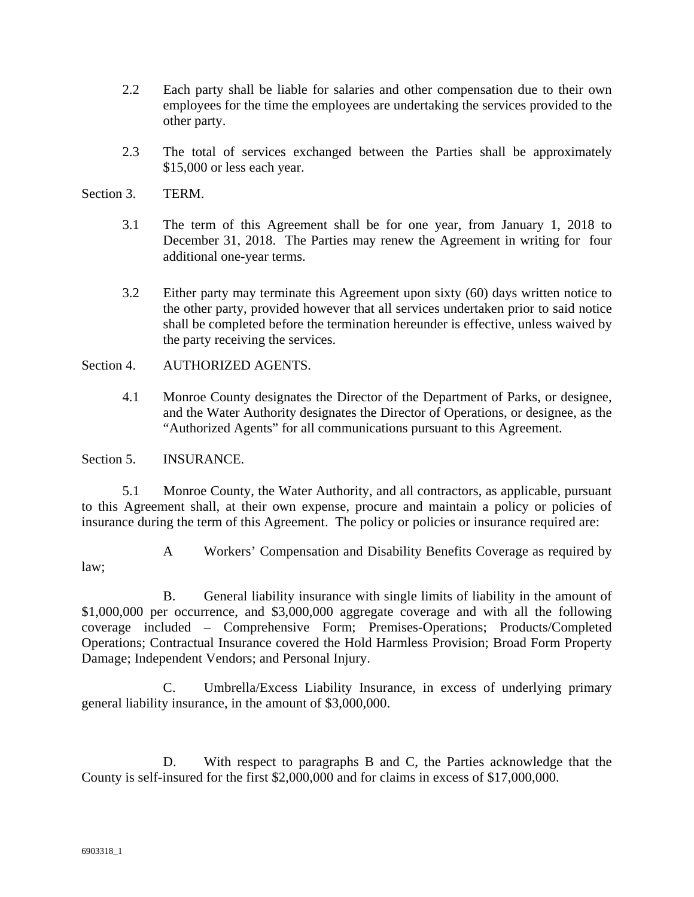2.2 Each party shall be liable for salaries and other compensation due to their own employees for the time the employees are undertaking the services provided to the other party.

2.3 The total of services exchanged between the Parties shall be approximately $15,000 or less each year.

Section 3. TERM.

3.1 The term of this Agreement shall be for one year, from January 1, 2018 to December 31, 2018. The Parties may renew the Agreement in writing for four additional one-year terms.

3.2 Either party may terminate this Agreement upon sixty (60) days written notice to the other party, provided however that all services undertaken prior to said notice shall be completed before the termination hereunder is effective, unless waived by the party receiving the services.

Section 4. AUTHORIZED AGENTS.

4.1 Monroe County designates the Director of the Department of Parks, or designee, and the Water Authority designates the Director of Operations, or designee, as the "Authorized Agents" for all communications pursuant to this Agreement.

Section 5. INSURANCE.

5.1 Monroe County, the Water Authority, and all contractors, as applicable, pursuant to this Agreement shall, at their own expense, procure and maintain a policy or policies of insurance during the term of this Agreement. The policy or policies or insurance required are:

A Workers' Compensation and Disability Benefits Coverage as required by law;

B. General liability insurance with single limits of liability in the amount of $1,000,000 per occurrence, and $3,000,000 aggregate coverage and with all the following coverage included – Comprehensive Form; Premises-Operations; Products/Completed Operations; Contractual Insurance covered the Hold Harmless Provision; Broad Form Property Damage; Independent Vendors; and Personal Injury.

C. Umbrella/Excess Liability Insurance, in excess of underlying primary general liability insurance, in the amount of $3,000,000.

D. With respect to paragraphs B and C, the Parties acknowledge that the County is self-insured for the first $2,000,000 and for claims in excess of $17,000,000.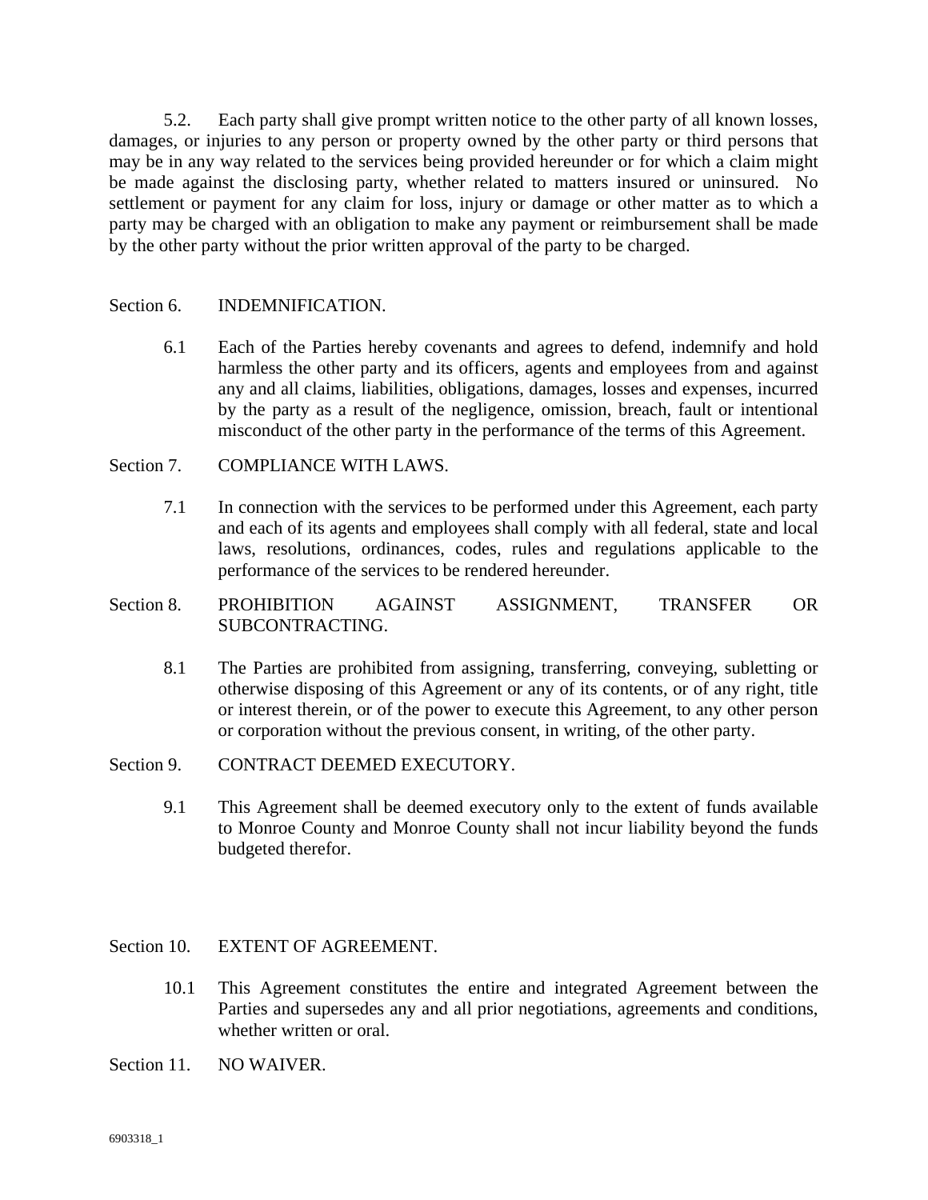5.2. Each party shall give prompt written notice to the other party of all known losses, damages, or injuries to any person or property owned by the other party or third persons that may be in any way related to the services being provided hereunder or for which a claim might be made against the disclosing party, whether related to matters insured or uninsured. No settlement or payment for any claim for loss, injury or damage or other matter as to which a party may be charged with an obligation to make any payment or reimbursement shall be made by the other party without the prior written approval of the party to be charged.

Section 6. INDEMNIFICATION.

6.1 Each of the Parties hereby covenants and agrees to defend, indemnify and hold harmless the other party and its officers, agents and employees from and against any and all claims, liabilities, obligations, damages, losses and expenses, incurred by the party as a result of the negligence, omission, breach, fault or intentional misconduct of the other party in the performance of the terms of this Agreement.

Section 7. COMPLIANCE WITH LAWS.

7.1 In connection with the services to be performed under this Agreement, each party and each of its agents and employees shall comply with all federal, state and local laws, resolutions, ordinances, codes, rules and regulations applicable to the performance of the services to be rendered hereunder.

Section 8. PROHIBITION AGAINST ASSIGNMENT, TRANSFER OR SUBCONTRACTING.

8.1 The Parties are prohibited from assigning, transferring, conveying, subletting or otherwise disposing of this Agreement or any of its contents, or of any right, title or interest therein, or of the power to execute this Agreement, to any other person or corporation without the previous consent, in writing, of the other party.

Section 9. CONTRACT DEEMED EXECUTORY.

9.1 This Agreement shall be deemed executory only to the extent of funds available to Monroe County and Monroe County shall not incur liability beyond the funds budgeted therefor.

Section 10. EXTENT OF AGREEMENT.

10.1 This Agreement constitutes the entire and integrated Agreement between the Parties and supersedes any and all prior negotiations, agreements and conditions, whether written or oral.

Section 11. NO WAIVER.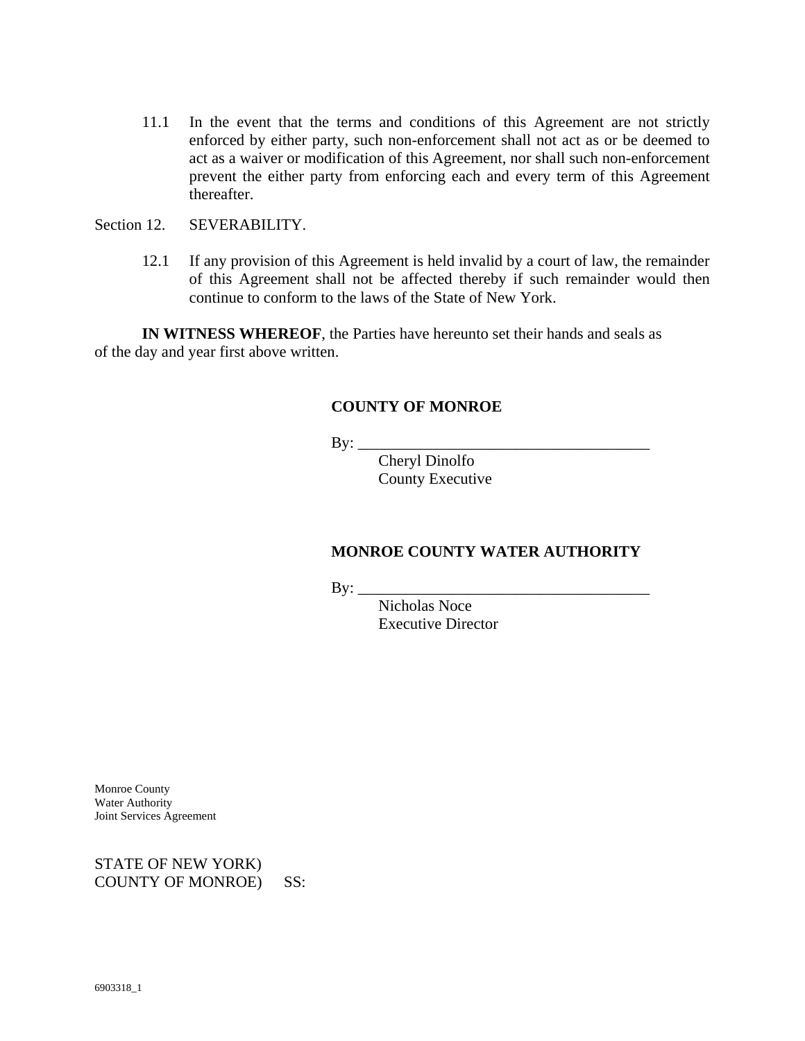11.1 In the event that the terms and conditions of this Agreement are not strictly enforced by either party, such non-enforcement shall not act as or be deemed to act as a waiver or modification of this Agreement, nor shall such non-enforcement prevent the either party from enforcing each and every term of this Agreement thereafter.

Section 12. SEVERABILITY.

12.1 If any provision of this Agreement is held invalid by a court of law, the remainder of this Agreement shall not be affected thereby if such remainder would then continue to conform to the laws of the State of New York.

**IN WITNESS WHEREOF**, the Parties have hereunto set their hands and seals as of the day and year first above written.

**COUNTY OF MONROE**

By: _____________________________________
Cheryl Dinolfo
County Executive

**MONROE COUNTY WATER AUTHORITY**

By: _____________________________________
Nicholas Noce
Executive Director

Monroe County
Water Authority
Joint Services Agreement

STATE OF NEW YORK)
COUNTY OF MONROE) SS:

6903318_1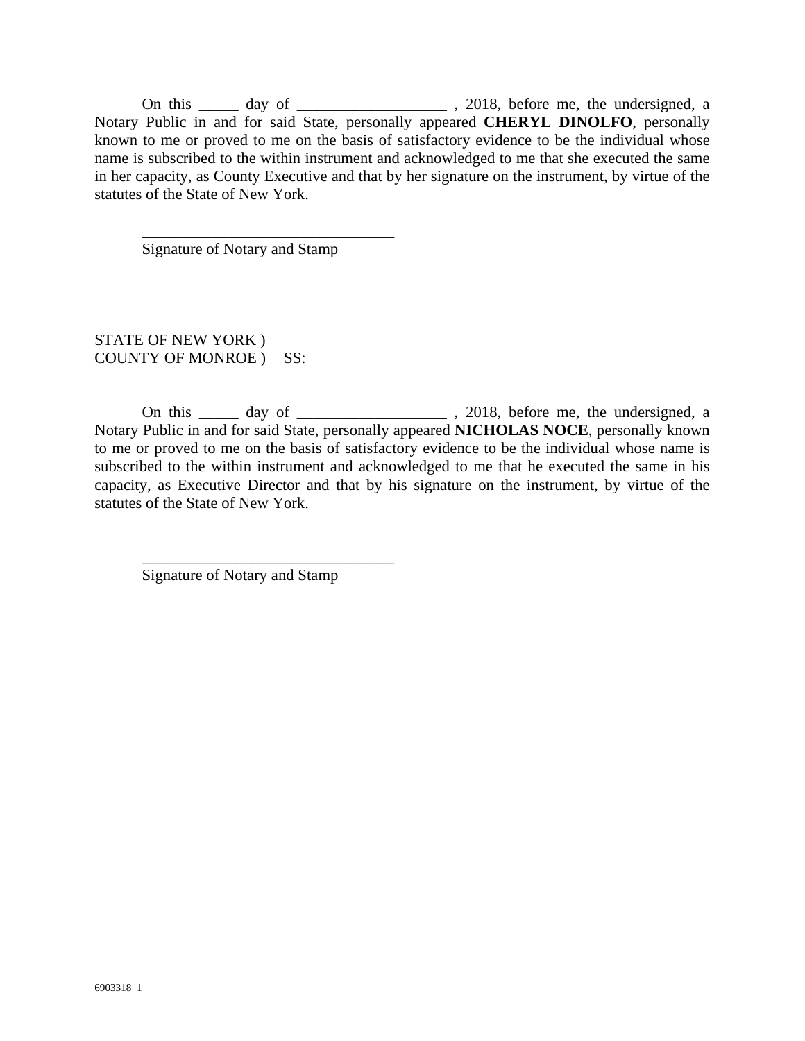On this _____ day of ___________________ , 2018, before me, the undersigned, a Notary Public in and for said State, personally appeared **CHERYL DINOLFO**, personally known to me or proved to me on the basis of satisfactory evidence to be the individual whose name is subscribed to the within instrument and acknowledged to me that she executed the same in her capacity, as County Executive and that by her signature on the instrument, by virtue of the statutes of the State of New York.

________________________________
Signature of Notary and Stamp

STATE OF NEW YORK )
COUNTY OF MONROE ) SS:

On this _____ day of ___________________ , 2018, before me, the undersigned, a Notary Public in and for said State, personally appeared **NICHOLAS NOCE**, personally known to me or proved to me on the basis of satisfactory evidence to be the individual whose name is subscribed to the within instrument and acknowledged to me that he executed the same in his capacity, as Executive Director and that by his signature on the instrument, by virtue of the statutes of the State of New York.

________________________________
Signature of Notary and Stamp

6903318_1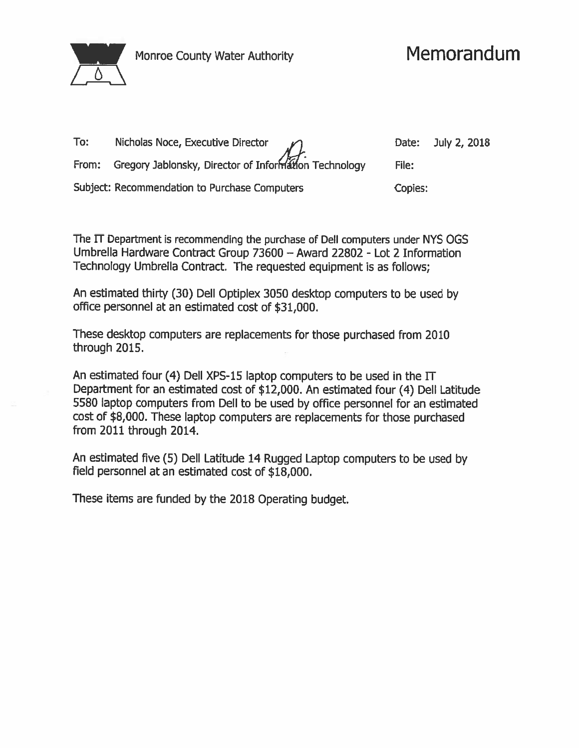Monroe County Water Authority

# Memorandum

| | | | |
|---|---|---|---|
| To: | Nicholas Noce, Executive Director | Date: | July 2, 2018 |
| From: | Gregory Jablonsky, Director of Information Technology | File: | |
| Subject: | Recommendation to Purchase Computers | Copies: | |

The IT Department is recommending the purchase of Dell computers under NYS OGS Umbrella Hardware Contract Group 73600 – Award 22802 - Lot 2 Information Technology Umbrella Contract. The requested equipment is as follows;

An estimated thirty (30) Dell Optiplex 3050 desktop computers to be used by office personnel at an estimated cost of $31,000.

These desktop computers are replacements for those purchased from 2010 through 2015.

An estimated four (4) Dell XPS-15 laptop computers to be used in the IT Department for an estimated cost of $12,000. An estimated four (4) Dell Latitude 5580 laptop computers from Dell to be used by office personnel for an estimated cost of $8,000. These laptop computers are replacements for those purchased from 2011 through 2014.

An estimated five (5) Dell Latitude 14 Rugged Laptop computers to be used by field personnel at an estimated cost of $18,000.

These items are funded by the 2018 Operating budget.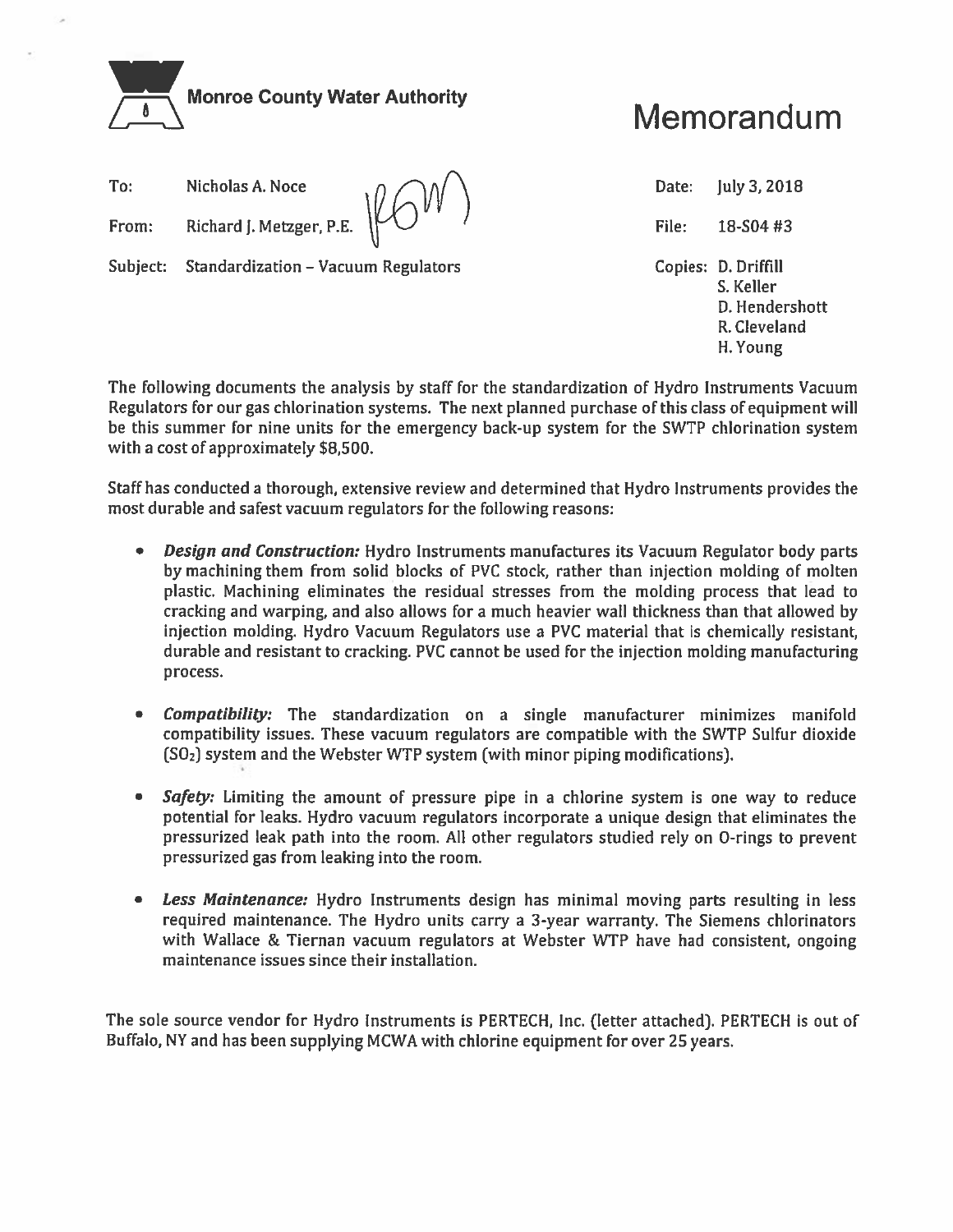**Monroe County Water Authority**

# Memorandum

To: Nicholas A. Noce

From: Richard J. Metzger, P.E.

Subject: Standardization – Vacuum Regulators

Date: July 3, 2018

File: 18-S04 #3

Copies: D. Driffill
S. Keller
D. Hendershott
R. Cleveland
H. Young

The following documents the analysis by staff for the standardization of Hydro Instruments Vacuum Regulators for our gas chlorination systems. The next planned purchase of this class of equipment will be this summer for nine units for the emergency back-up system for the SWTP chlorination system with a cost of approximately $8,500.

Staff has conducted a thorough, extensive review and determined that Hydro Instruments provides the most durable and safest vacuum regulators for the following reasons:

- ***Design and Construction:*** Hydro Instruments manufactures its Vacuum Regulator body parts by machining them from solid blocks of PVC stock, rather than injection molding of molten plastic. Machining eliminates the residual stresses from the molding process that lead to cracking and warping, and also allows for a much heavier wall thickness than that allowed by injection molding. Hydro Vacuum Regulators use a PVC material that is chemically resistant, durable and resistant to cracking. PVC cannot be used for the injection molding manufacturing process.

- ***Compatibility:*** The standardization on a single manufacturer minimizes manifold compatibility issues. These vacuum regulators are compatible with the SWTP Sulfur dioxide ($SO_2$) system and the Webster WTP system (with minor piping modifications).

- ***Safety:*** Limiting the amount of pressure pipe in a chlorine system is one way to reduce potential for leaks. Hydro vacuum regulators incorporate a unique design that eliminates the pressurized leak path into the room. All other regulators studied rely on O-rings to prevent pressurized gas from leaking into the room.

- ***Less Maintenance:*** Hydro Instruments design has minimal moving parts resulting in less required maintenance. The Hydro units carry a 3-year warranty. The Siemens chlorinators with Wallace & Tiernan vacuum regulators at Webster WTP have had consistent, ongoing maintenance issues since their installation.

The sole source vendor for Hydro Instruments is PERTECH, Inc. (letter attached). PERTECH is out of Buffalo, NY and has been supplying MCWA with chlorine equipment for over 25 years.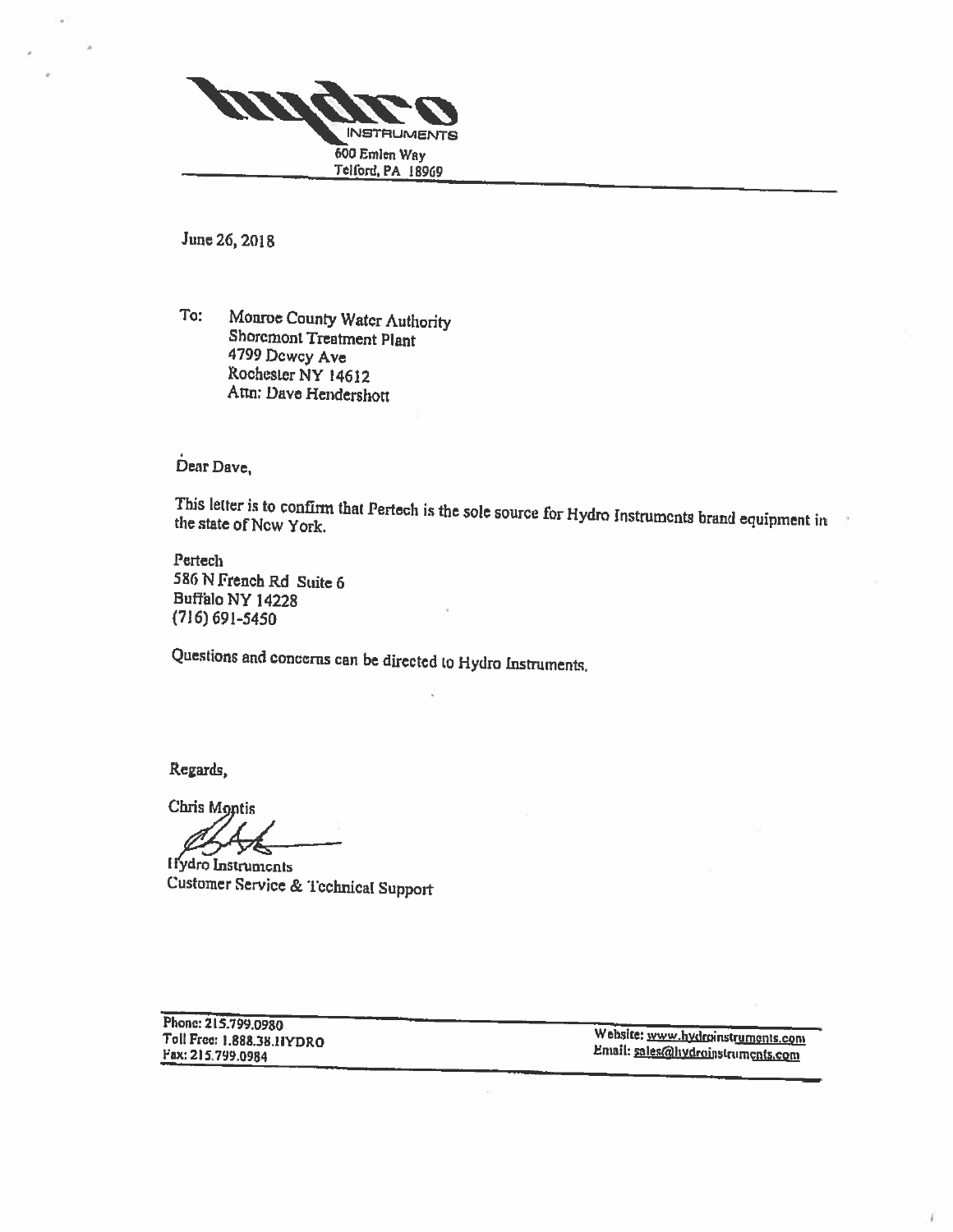hydro
INSTRUMENTS
600 Emlen Way
Telford, PA 18969

June 26, 2018

To: Monroe County Water Authority
Shoremont Treatment Plant
4799 Dewey Ave
Rochester NY 14612
Attn: Dave Hendershott

Dear Dave,

This letter is to confirm that Pertech is the sole source for Hydro Instruments brand equipment in the state of New York.

Pertech
586 N French Rd Suite 6
Buffalo NY 14228
(716) 691-5450

Questions and concerns can be directed to Hydro Instruments.

Regards,

Chris Montis

Hydro Instruments
Customer Service & Technical Support

Phone: 215.799.0980
Toll Free: 1.888.38.HYDRO
Fax: 215.799.0984

Website: www.hydroinstruments.com
Email: sales@hydroinstruments.com